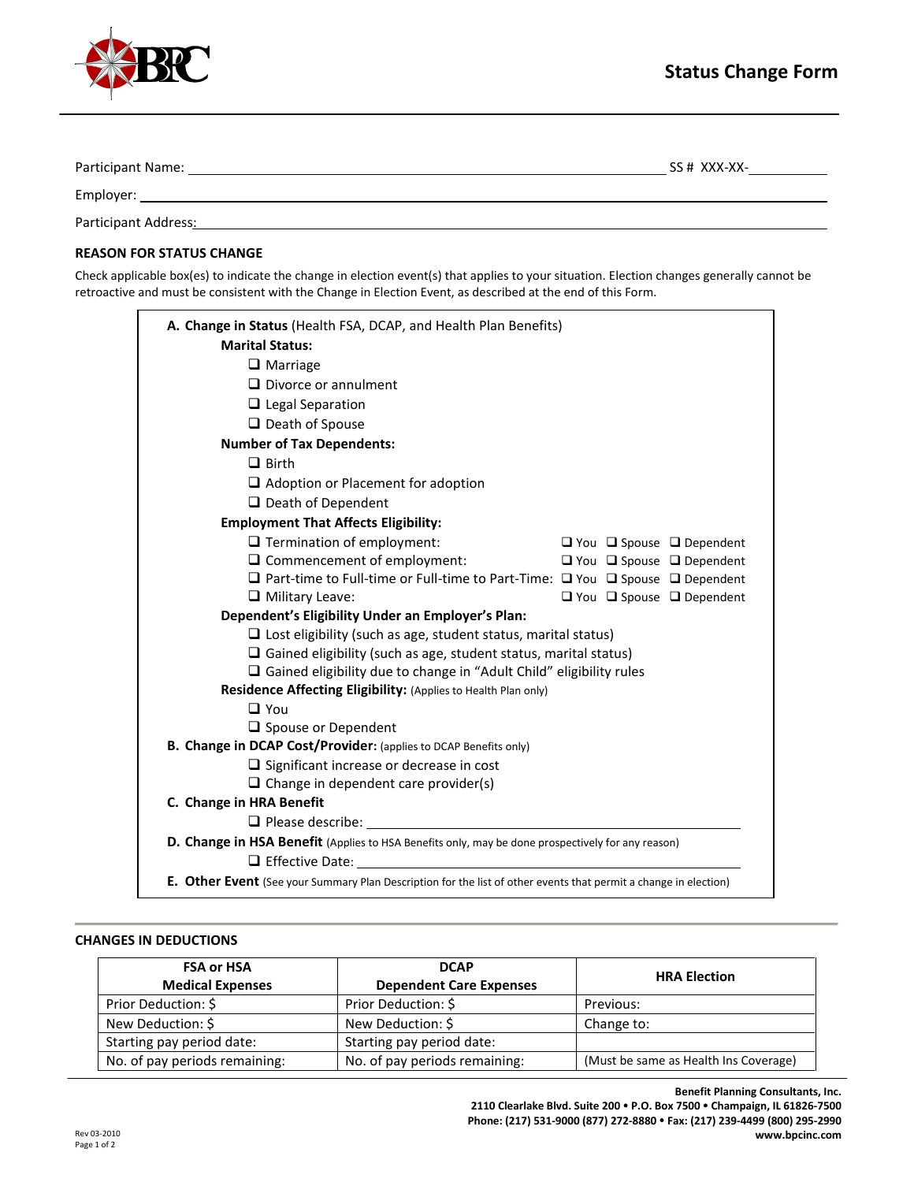# Status Change Form

Participant Name: ______________________________ SS # XXX-XX-__________

Employer: ______________________________

Participant Address: ______________________________

## REASON FOR STATUS CHANGE

Check applicable box(es) to indicate the change in election event(s) that applies to your situation. Election changes generally cannot be retroactive and must be consistent with the Change in Election Event, as described at the end of this Form.

**A. Change in Status** (Health FSA, DCAP, and Health Plan Benefits)

**Marital Status:**

- ❑ Marriage
- ❑ Divorce or annulment
- ❑ Legal Separation
- ❑ Death of Spouse

**Number of Tax Dependents:**

- ❑ Birth
- ❑ Adoption or Placement for adoption
- ❑ Death of Dependent

**Employment That Affects Eligibility:**

- ❑ Termination of employment: ❑ You ❑ Spouse ❑ Dependent
- ❑ Commencement of employment: ❑ You ❑ Spouse ❑ Dependent
- ❑ Part-time to Full-time or Full-time to Part-Time: ❑ You ❑ Spouse ❑ Dependent
- ❑ Military Leave: ❑ You ❑ Spouse ❑ Dependent

**Dependent's Eligibility Under an Employer's Plan:**

- ❑ Lost eligibility (such as age, student status, marital status)
- ❑ Gained eligibility (such as age, student status, marital status)
- ❑ Gained eligibility due to change in "Adult Child" eligibility rules

**Residence Affecting Eligibility:** (Applies to Health Plan only)

- ❑ You
- ❑ Spouse or Dependent

**B. Change in DCAP Cost/Provider:** (applies to DCAP Benefits only)

- ❑ Significant increase or decrease in cost
- ❑ Change in dependent care provider(s)

**C. Change in HRA Benefit**

- ❑ Please describe: ______________________________

**D. Change in HSA Benefit** (Applies to HSA Benefits only, may be done prospectively for any reason)

- ❑ Effective Date: ______________________________

**E. Other Event** (See your Summary Plan Description for the list of other events that permit a change in election)

## CHANGES IN DEDUCTIONS

| FSA or HSA Medical Expenses | DCAP Dependent Care Expenses | HRA Election |
|---|---|---|
| Prior Deduction: $ | Prior Deduction: $ | Previous: |
| New Deduction: $ | New Deduction: $ | Change to: |
| Starting pay period date: | Starting pay period date: | |
| No. of pay periods remaining: | No. of pay periods remaining: | (Must be same as Health Ins Coverage) |

**Benefit Planning Consultants, Inc.**
**2110 Clearlake Blvd. Suite 200 • P.O. Box 7500 • Champaign, IL 61826-7500**
**Phone: (217) 531-9000 (877) 272-8880 • Fax: (217) 239-4499 (800) 295-2990**
**www.bpcinc.com**

Rev 03-2010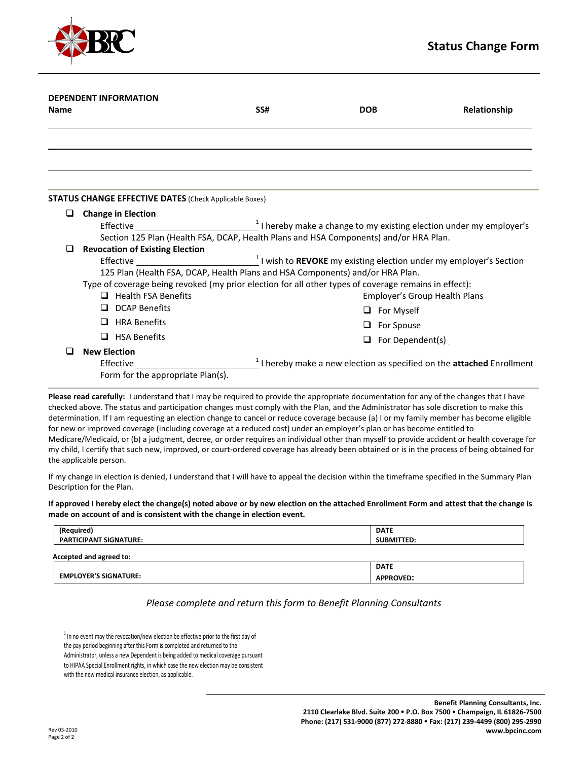# Status Change Form

**DEPENDENT INFORMATION**

| Name | SS# | DOB | Relationship |
|---|---|---|---|
| | | | |
| | | | |
| | | | |

**STATUS CHANGE EFFECTIVE DATES** (Check Applicable Boxes)

- ☐ **Change in Election**
  Effective ______________________ [1] I hereby make a change to my existing election under my employer's Section 125 Plan (Health FSA, DCAP, Health Plans and HSA Components) and/or HRA Plan.
- ☐ **Revocation of Existing Election**
  Effective ______________________ [1] I wish to **REVOKE** my existing election under my employer's Section 125 Plan (Health FSA, DCAP, Health Plans and HSA Components) and/or HRA Plan.
  Type of coverage being revoked (my prior election for all other types of coverage remains in effect):
  - ☐ Health FSA Benefits
  - ☐ DCAP Benefits
  - ☐ HRA Benefits
  - ☐ HSA Benefits

  Employer's Group Health Plans
  - ☐ For Myself
  - ☐ For Spouse
  - ☐ For Dependent(s)
- ☐ **New Election**
  Effective ______________________ [1] I hereby make a new election as specified on the **attached** Enrollment Form for the appropriate Plan(s).

**Please read carefully:** I understand that I may be required to provide the appropriate documentation for any of the changes that I have checked above. The status and participation changes must comply with the Plan, and the Administrator has sole discretion to make this determination. If I am requesting an election change to cancel or reduce coverage because (a) I or my family member has become eligible for new or improved coverage (including coverage at a reduced cost) under an employer's plan or has become entitled to Medicare/Medicaid, or (b) a judgment, decree, or order requires an individual other than myself to provide accident or health coverage for my child, I certify that such new, improved, or court-ordered coverage has already been obtained or is in the process of being obtained for the applicable person.

If my change in election is denied, I understand that I will have to appeal the decision within the timeframe specified in the Summary Plan Description for the Plan.

**If approved I hereby elect the change(s) noted above or by new election on the attached Enrollment Form and attest that the change is made on account of and is consistent with the change in election event.**

| **(Required) PARTICIPANT SIGNATURE:** | **DATE SUBMITTED:** |
|---|---|

**Accepted and agreed to:**

| **EMPLOYER'S SIGNATURE:** | **DATE APPROVED:** |
|---|---|

*Please complete and return this form to Benefit Planning Consultants*

[1] In no event may the revocation/new election be effective prior to the first day of the pay period beginning after this Form is completed and returned to the Administrator, unless a new Dependent is being added to medical coverage pursuant to HIPAA Special Enrollment rights, in which case the new election may be consistent with the new medical insurance election, as applicable.

**Benefit Planning Consultants, Inc.**
**2110 Clearlake Blvd. Suite 200 • P.O. Box 7500 • Champaign, IL 61826-7500**
**Phone: (217) 531-9000 (877) 272-8880 • Fax: (217) 239-4499 (800) 295-2990**
**www.bpcinc.com**

Rev 03-2010